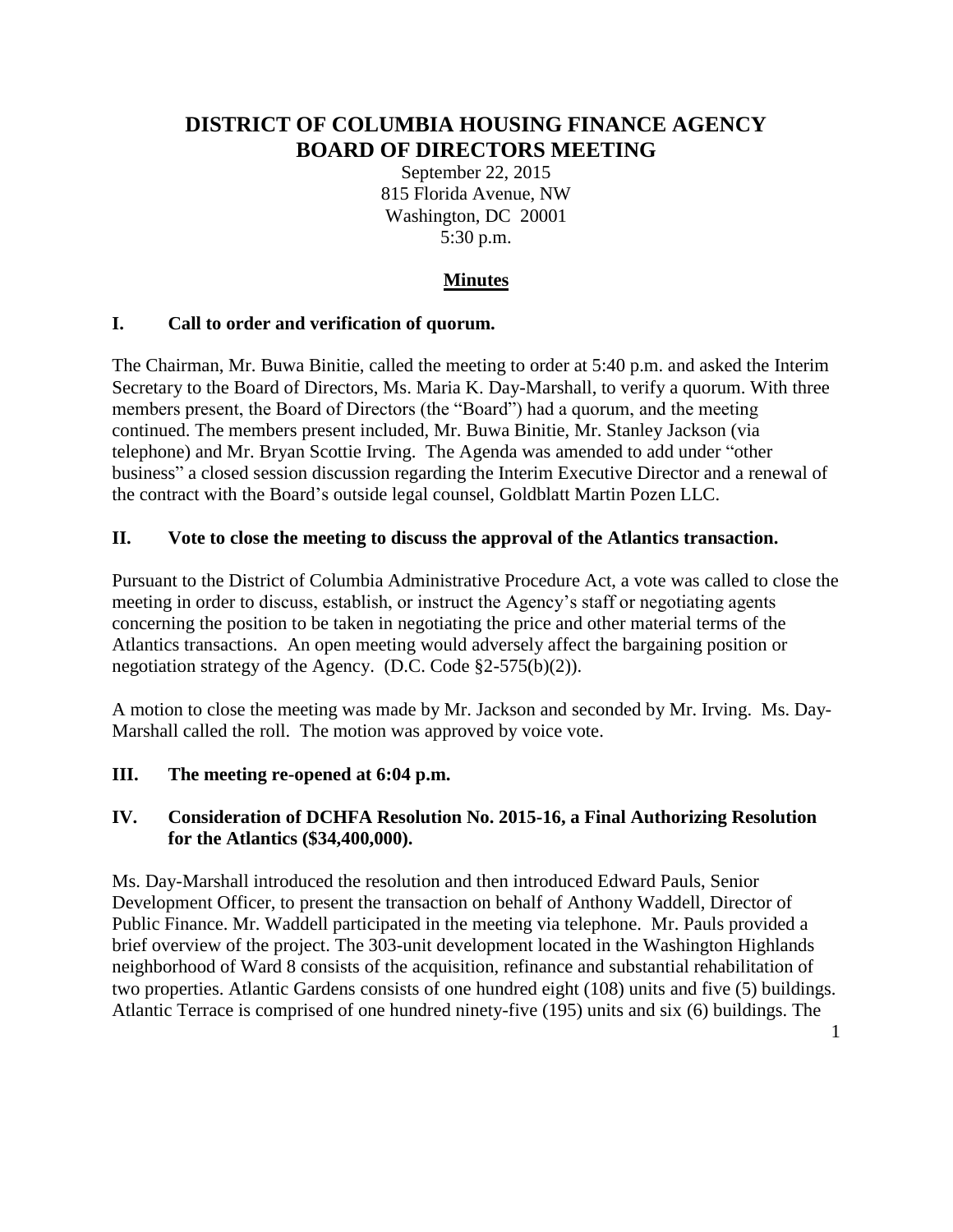# DISTRICT OF COLUMBIA HOUSING FINANCE AGENCY
# BOARD OF DIRECTORS MEETING

September 22, 2015
815 Florida Avenue, NW
Washington, DC 20001
5:30 p.m.

## Minutes

### I. Call to order and verification of quorum.

The Chairman, Mr. Buwa Binitie, called the meeting to order at 5:40 p.m. and asked the Interim Secretary to the Board of Directors, Ms. Maria K. Day-Marshall, to verify a quorum. With three members present, the Board of Directors (the "Board") had a quorum, and the meeting continued. The members present included, Mr. Buwa Binitie, Mr. Stanley Jackson (via telephone) and Mr. Bryan Scottie Irving. The Agenda was amended to add under "other business" a closed session discussion regarding the Interim Executive Director and a renewal of the contract with the Board's outside legal counsel, Goldblatt Martin Pozen LLC.

### II. Vote to close the meeting to discuss the approval of the Atlantics transaction.

Pursuant to the District of Columbia Administrative Procedure Act, a vote was called to close the meeting in order to discuss, establish, or instruct the Agency's staff or negotiating agents concerning the position to be taken in negotiating the price and other material terms of the Atlantics transactions. An open meeting would adversely affect the bargaining position or negotiation strategy of the Agency. (D.C. Code §2-575(b)(2)).

A motion to close the meeting was made by Mr. Jackson and seconded by Mr. Irving. Ms. Day-Marshall called the roll. The motion was approved by voice vote.

### III. The meeting re-opened at 6:04 p.m.

### IV. Consideration of DCHFA Resolution No. 2015-16, a Final Authorizing Resolution for the Atlantics ($34,400,000).

Ms. Day-Marshall introduced the resolution and then introduced Edward Pauls, Senior Development Officer, to present the transaction on behalf of Anthony Waddell, Director of Public Finance. Mr. Waddell participated in the meeting via telephone. Mr. Pauls provided a brief overview of the project. The 303-unit development located in the Washington Highlands neighborhood of Ward 8 consists of the acquisition, refinance and substantial rehabilitation of two properties. Atlantic Gardens consists of one hundred eight (108) units and five (5) buildings. Atlantic Terrace is comprised of one hundred ninety-five (195) units and six (6) buildings. The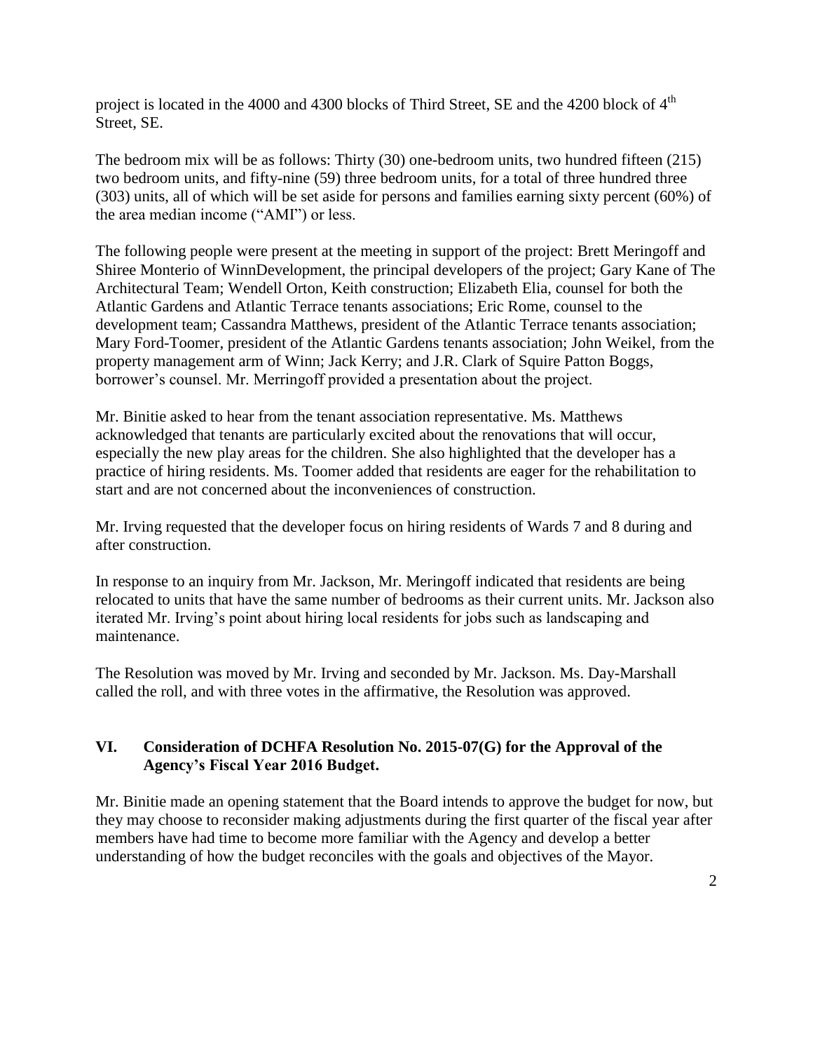project is located in the 4000 and 4300 blocks of Third Street, SE and the 4200 block of 4th Street, SE.

The bedroom mix will be as follows: Thirty (30) one-bedroom units, two hundred fifteen (215) two bedroom units, and fifty-nine (59) three bedroom units, for a total of three hundred three (303) units, all of which will be set aside for persons and families earning sixty percent (60%) of the area median income ("AMI") or less.

The following people were present at the meeting in support of the project: Brett Meringoff and Shiree Monterio of WinnDevelopment, the principal developers of the project; Gary Kane of The Architectural Team; Wendell Orton, Keith construction; Elizabeth Elia, counsel for both the Atlantic Gardens and Atlantic Terrace tenants associations; Eric Rome, counsel to the development team; Cassandra Matthews, president of the Atlantic Terrace tenants association; Mary Ford-Toomer, president of the Atlantic Gardens tenants association; John Weikel, from the property management arm of Winn; Jack Kerry; and J.R. Clark of Squire Patton Boggs, borrower's counsel. Mr. Merringoff provided a presentation about the project.

Mr. Binitie asked to hear from the tenant association representative. Ms. Matthews acknowledged that tenants are particularly excited about the renovations that will occur, especially the new play areas for the children. She also highlighted that the developer has a practice of hiring residents. Ms. Toomer added that residents are eager for the rehabilitation to start and are not concerned about the inconveniences of construction.

Mr. Irving requested that the developer focus on hiring residents of Wards 7 and 8 during and after construction.

In response to an inquiry from Mr. Jackson, Mr. Meringoff indicated that residents are being relocated to units that have the same number of bedrooms as their current units. Mr. Jackson also iterated Mr. Irving's point about hiring local residents for jobs such as landscaping and maintenance.

The Resolution was moved by Mr. Irving and seconded by Mr. Jackson. Ms. Day-Marshall called the roll, and with three votes in the affirmative, the Resolution was approved.

## VI. Consideration of DCHFA Resolution No. 2015-07(G) for the Approval of the Agency's Fiscal Year 2016 Budget.

Mr. Binitie made an opening statement that the Board intends to approve the budget for now, but they may choose to reconsider making adjustments during the first quarter of the fiscal year after members have had time to become more familiar with the Agency and develop a better understanding of how the budget reconciles with the goals and objectives of the Mayor.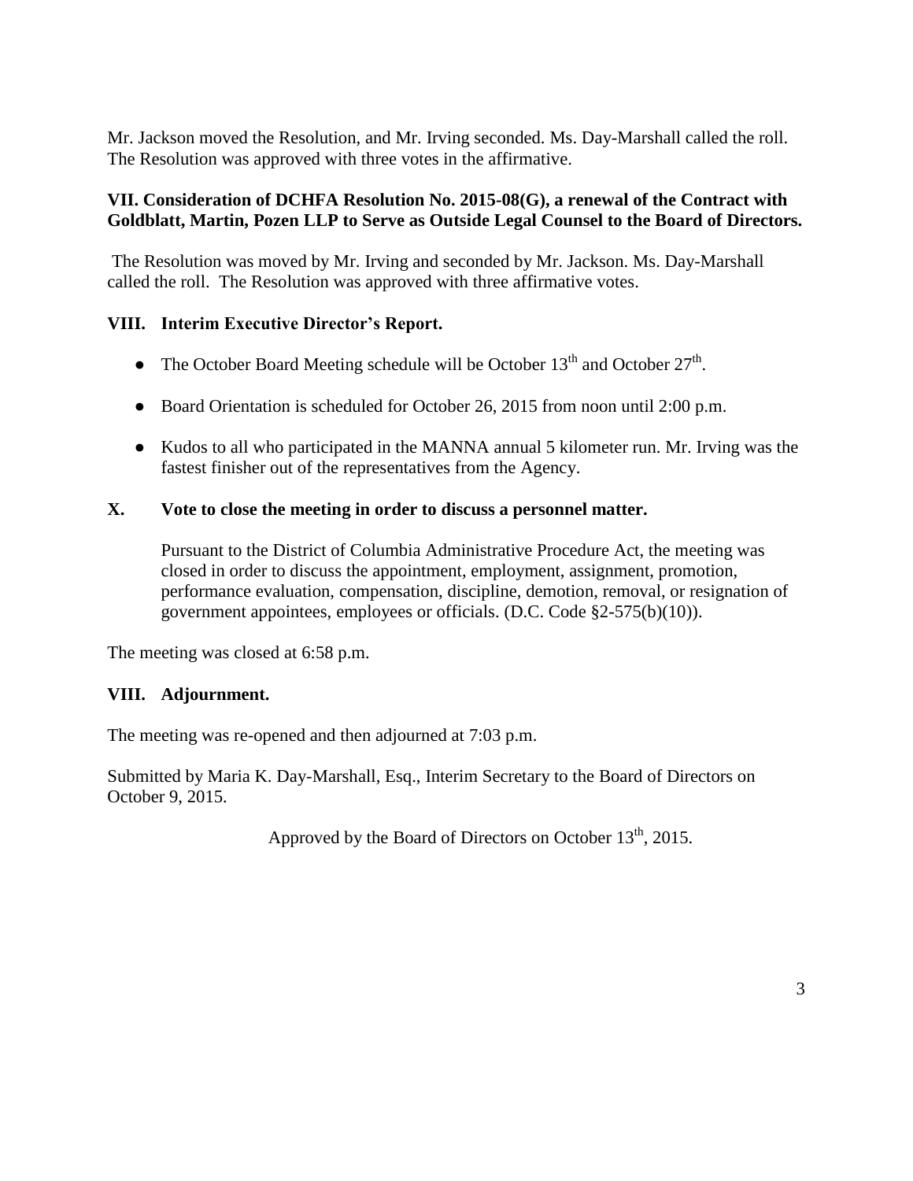Mr. Jackson moved the Resolution, and Mr. Irving seconded. Ms. Day-Marshall called the roll. The Resolution was approved with three votes in the affirmative.

**VII. Consideration of DCHFA Resolution No. 2015-08(G), a renewal of the Contract with Goldblatt, Martin, Pozen LLP to Serve as Outside Legal Counsel to the Board of Directors.**

The Resolution was moved by Mr. Irving and seconded by Mr. Jackson. Ms. Day-Marshall called the roll. The Resolution was approved with three affirmative votes.

**VIII. Interim Executive Director's Report.**

- The October Board Meeting schedule will be October 13th and October 27th.
- Board Orientation is scheduled for October 26, 2015 from noon until 2:00 p.m.
- Kudos to all who participated in the MANNA annual 5 kilometer run. Mr. Irving was the fastest finisher out of the representatives from the Agency.

**X. Vote to close the meeting in order to discuss a personnel matter.**

Pursuant to the District of Columbia Administrative Procedure Act, the meeting was closed in order to discuss the appointment, employment, assignment, promotion, performance evaluation, compensation, discipline, demotion, removal, or resignation of government appointees, employees or officials. (D.C. Code §2-575(b)(10)).

The meeting was closed at 6:58 p.m.

**VIII. Adjournment.**

The meeting was re-opened and then adjourned at 7:03 p.m.

Submitted by Maria K. Day-Marshall, Esq., Interim Secretary to the Board of Directors on October 9, 2015.

Approved by the Board of Directors on October 13th, 2015.